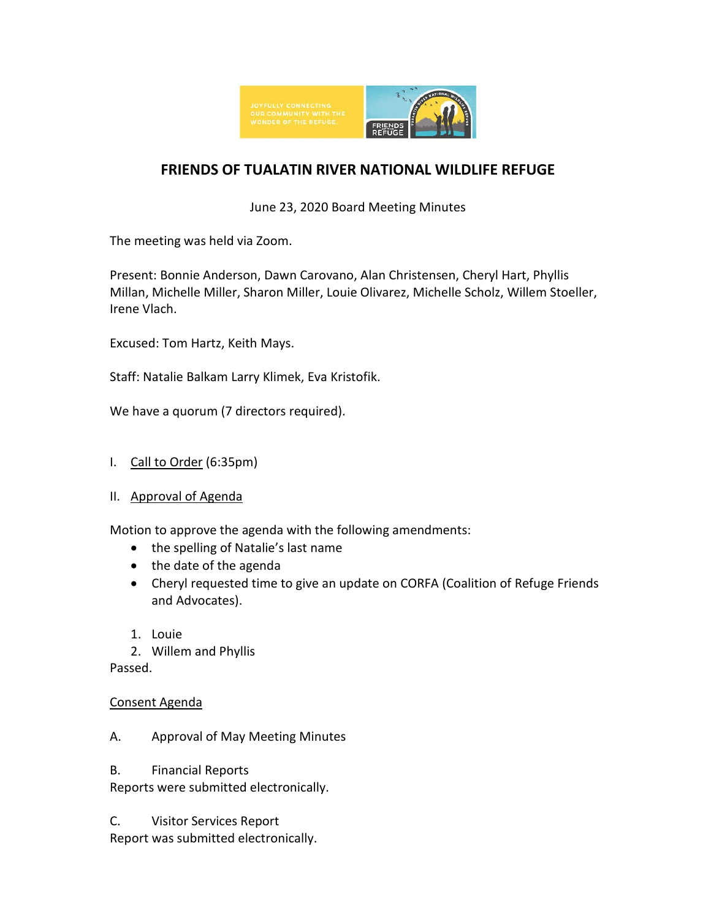# FRIENDS OF TUALATIN RIVER NATIONAL WILDLIFE REFUGE

June 23, 2020 Board Meeting Minutes

The meeting was held via Zoom.

Present: Bonnie Anderson, Dawn Carovano, Alan Christensen, Cheryl Hart, Phyllis Millan, Michelle Miller, Sharon Miller, Louie Olivarez, Michelle Scholz, Willem Stoeller, Irene Vlach.

Excused: Tom Hartz, Keith Mays.

Staff: Natalie Balkam Larry Klimek, Eva Kristofik.

We have a quorum (7 directors required).

I. Call to Order (6:35pm)

II. Approval of Agenda

Motion to approve the agenda with the following amendments:

- the spelling of Natalie's last name
- the date of the agenda
- Cheryl requested time to give an update on CORFA (Coalition of Refuge Friends and Advocates).

1. Louie
2. Willem and Phyllis

Passed.

Consent Agenda

A. Approval of May Meeting Minutes

B. Financial Reports

Reports were submitted electronically.

C. Visitor Services Report

Report was submitted electronically.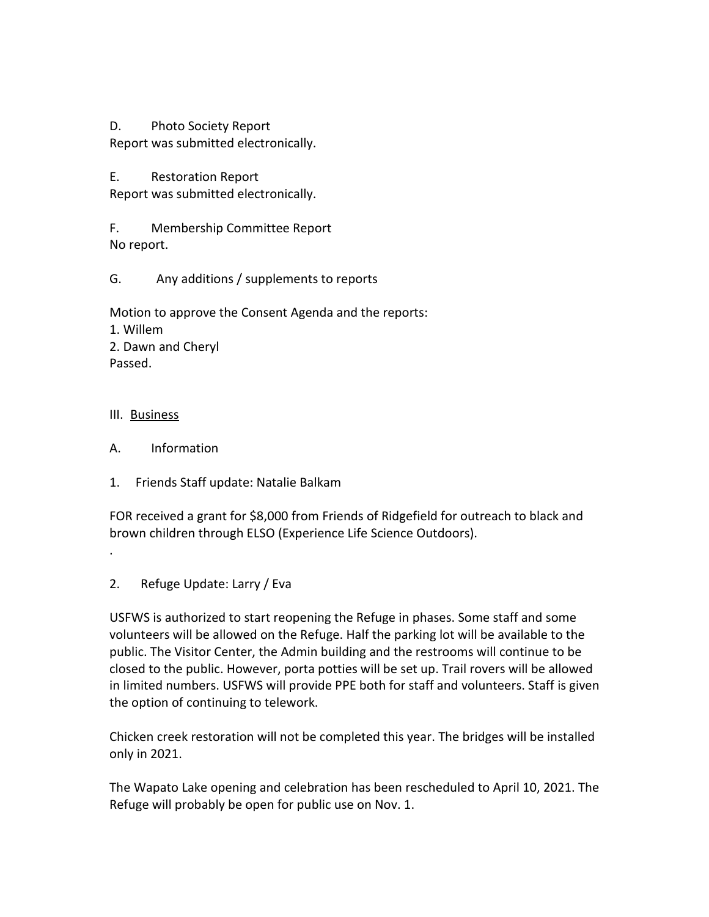D. Photo Society Report

Report was submitted electronically.

E. Restoration Report

Report was submitted electronically.

F. Membership Committee Report

No report.

G. Any additions / supplements to reports

Motion to approve the Consent Agenda and the reports:

1. Willem
2. Dawn and Cheryl

Passed.

III. <u>Business</u>

A. Information

1. Friends Staff update: Natalie Balkam

FOR received a grant for $8,000 from Friends of Ridgefield for outreach to black and brown children through ELSO (Experience Life Science Outdoors).

.

2. Refuge Update: Larry / Eva

USFWS is authorized to start reopening the Refuge in phases. Some staff and some volunteers will be allowed on the Refuge. Half the parking lot will be available to the public. The Visitor Center, the Admin building and the restrooms will continue to be closed to the public. However, porta potties will be set up. Trail rovers will be allowed in limited numbers. USFWS will provide PPE both for staff and volunteers. Staff is given the option of continuing to telework.

Chicken creek restoration will not be completed this year. The bridges will be installed only in 2021.

The Wapato Lake opening and celebration has been rescheduled to April 10, 2021. The Refuge will probably be open for public use on Nov. 1.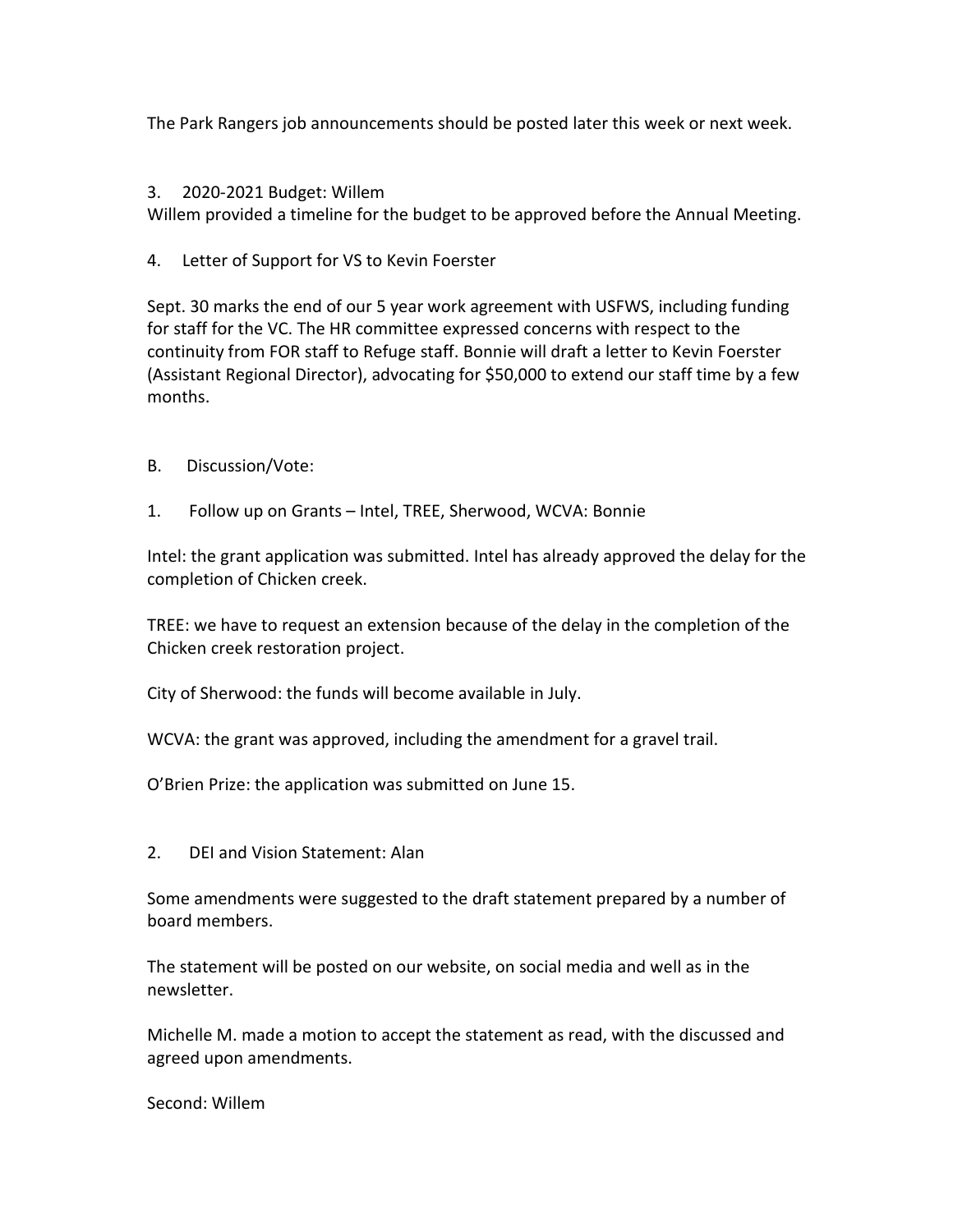The Park Rangers job announcements should be posted later this week or next week.

3. 2020-2021 Budget: Willem

Willem provided a timeline for the budget to be approved before the Annual Meeting.

4. Letter of Support for VS to Kevin Foerster

Sept. 30 marks the end of our 5 year work agreement with USFWS, including funding for staff for the VC. The HR committee expressed concerns with respect to the continuity from FOR staff to Refuge staff. Bonnie will draft a letter to Kevin Foerster (Assistant Regional Director), advocating for $50,000 to extend our staff time by a few months.

B. Discussion/Vote:

1. Follow up on Grants – Intel, TREE, Sherwood, WCVA: Bonnie

Intel: the grant application was submitted. Intel has already approved the delay for the completion of Chicken creek.

TREE: we have to request an extension because of the delay in the completion of the Chicken creek restoration project.

City of Sherwood: the funds will become available in July.

WCVA: the grant was approved, including the amendment for a gravel trail.

O'Brien Prize: the application was submitted on June 15.

2. DEI and Vision Statement: Alan

Some amendments were suggested to the draft statement prepared by a number of board members.

The statement will be posted on our website, on social media and well as in the newsletter.

Michelle M. made a motion to accept the statement as read, with the discussed and agreed upon amendments.

Second: Willem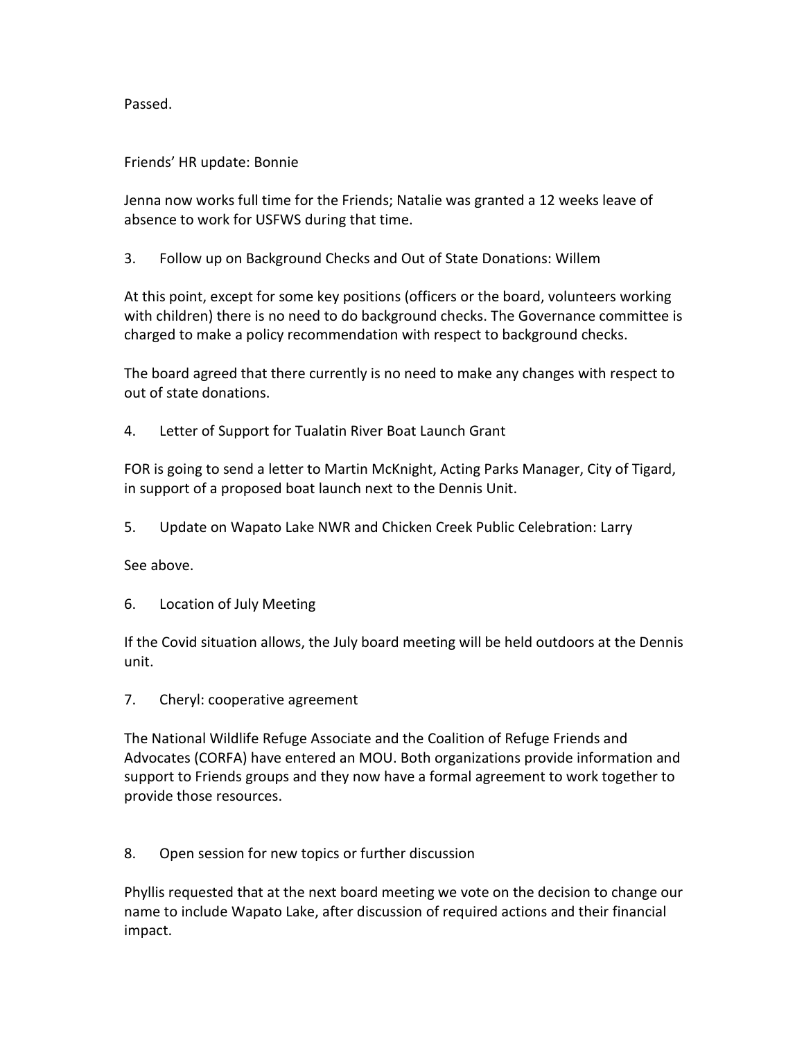Passed.

Friends' HR update: Bonnie

Jenna now works full time for the Friends; Natalie was granted a 12 weeks leave of absence to work for USFWS during that time.

3. Follow up on Background Checks and Out of State Donations: Willem

At this point, except for some key positions (officers or the board, volunteers working with children) there is no need to do background checks. The Governance committee is charged to make a policy recommendation with respect to background checks.

The board agreed that there currently is no need to make any changes with respect to out of state donations.

4. Letter of Support for Tualatin River Boat Launch Grant

FOR is going to send a letter to Martin McKnight, Acting Parks Manager, City of Tigard, in support of a proposed boat launch next to the Dennis Unit.

5. Update on Wapato Lake NWR and Chicken Creek Public Celebration: Larry

See above.

6. Location of July Meeting

If the Covid situation allows, the July board meeting will be held outdoors at the Dennis unit.

7. Cheryl: cooperative agreement

The National Wildlife Refuge Associate and the Coalition of Refuge Friends and Advocates (CORFA) have entered an MOU. Both organizations provide information and support to Friends groups and they now have a formal agreement to work together to provide those resources.

8. Open session for new topics or further discussion

Phyllis requested that at the next board meeting we vote on the decision to change our name to include Wapato Lake, after discussion of required actions and their financial impact.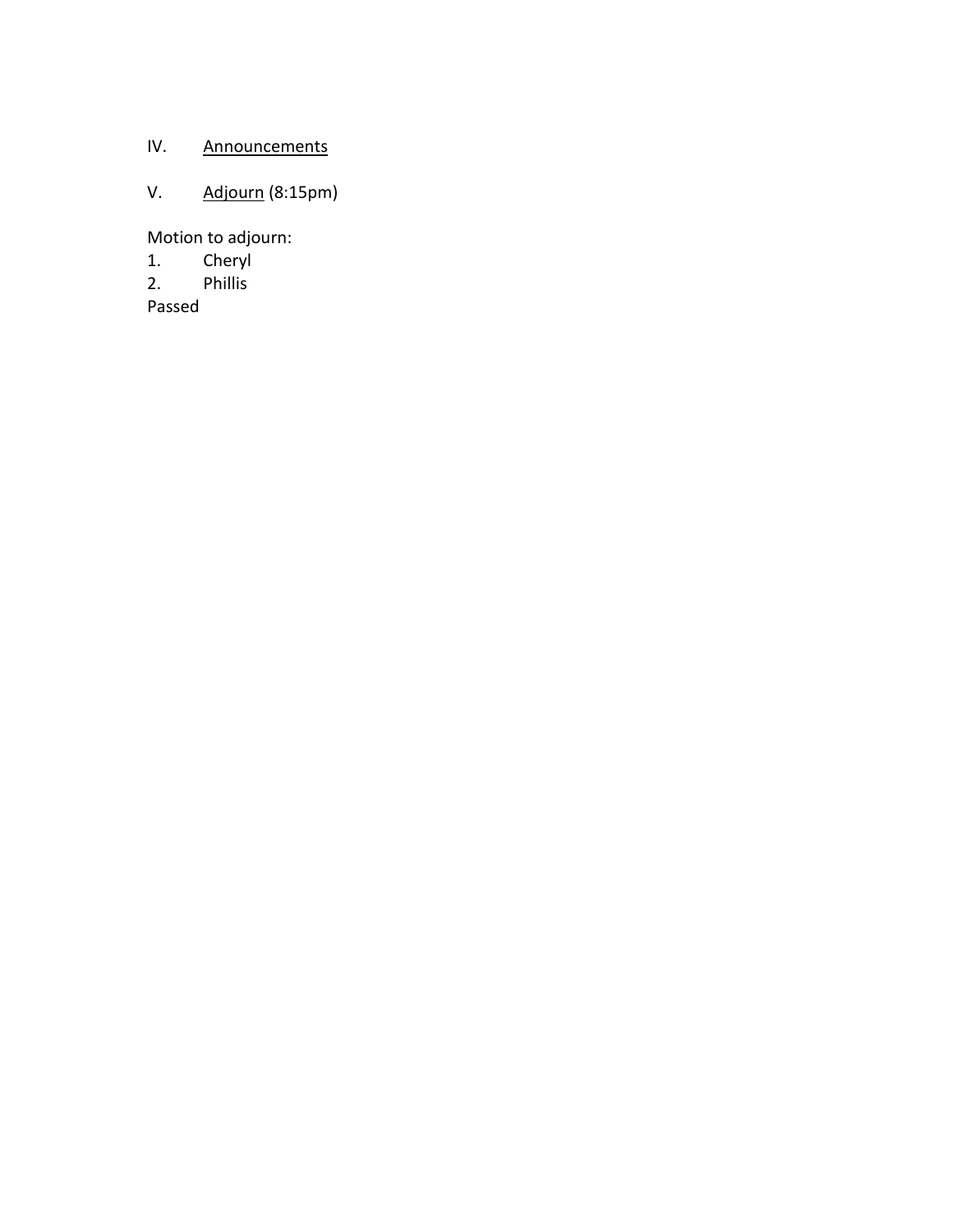IV. <u>Announcements</u>

V. <u>Adjourn</u> (8:15pm)

Motion to adjourn:

1. Cheryl
2. Phillis

Passed